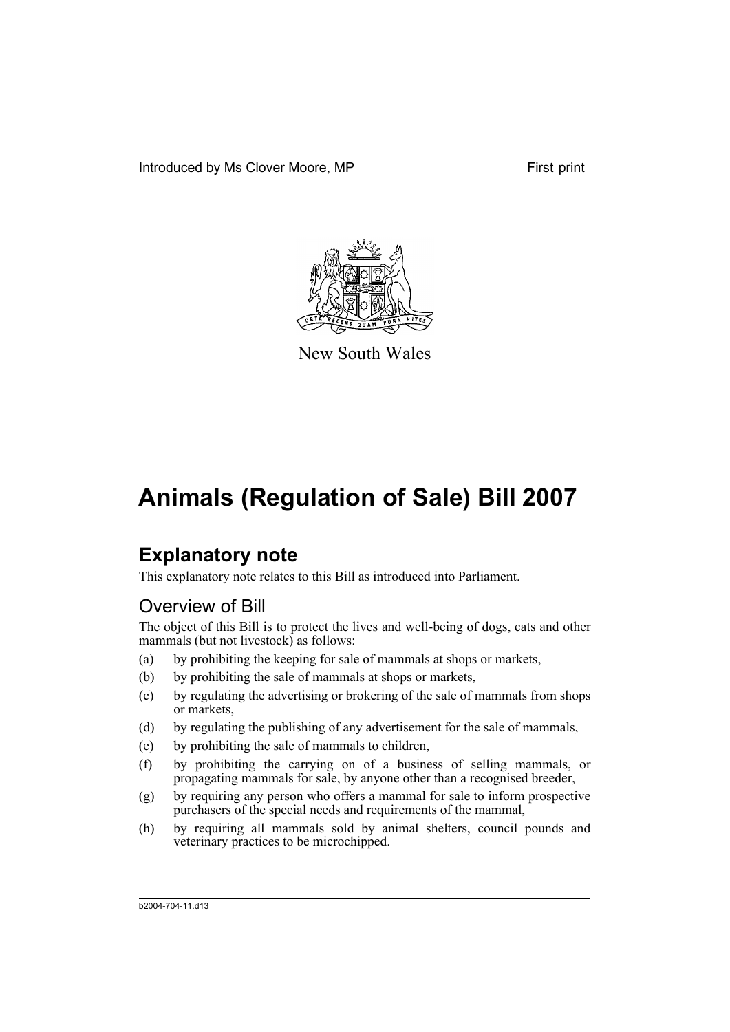Introduced by Ms Clover Moore, MP First print

New South Wales

# Animals (Regulation of Sale) Bill 2007

## Explanatory note

This explanatory note relates to this Bill as introduced into Parliament.

### Overview of Bill

The object of this Bill is to protect the lives and well-being of dogs, cats and other mammals (but not livestock) as follows:

(a) by prohibiting the keeping for sale of mammals at shops or markets,

(b) by prohibiting the sale of mammals at shops or markets,

(c) by regulating the advertising or brokering of the sale of mammals from shops or markets,

(d) by regulating the publishing of any advertisement for the sale of mammals,

(e) by prohibiting the sale of mammals to children,

(f) by prohibiting the carrying on of a business of selling mammals, or propagating mammals for sale, by anyone other than a recognised breeder,

(g) by requiring any person who offers a mammal for sale to inform prospective purchasers of the special needs and requirements of the mammal,

(h) by requiring all mammals sold by animal shelters, council pounds and veterinary practices to be microchipped.

b2004-704-11.d13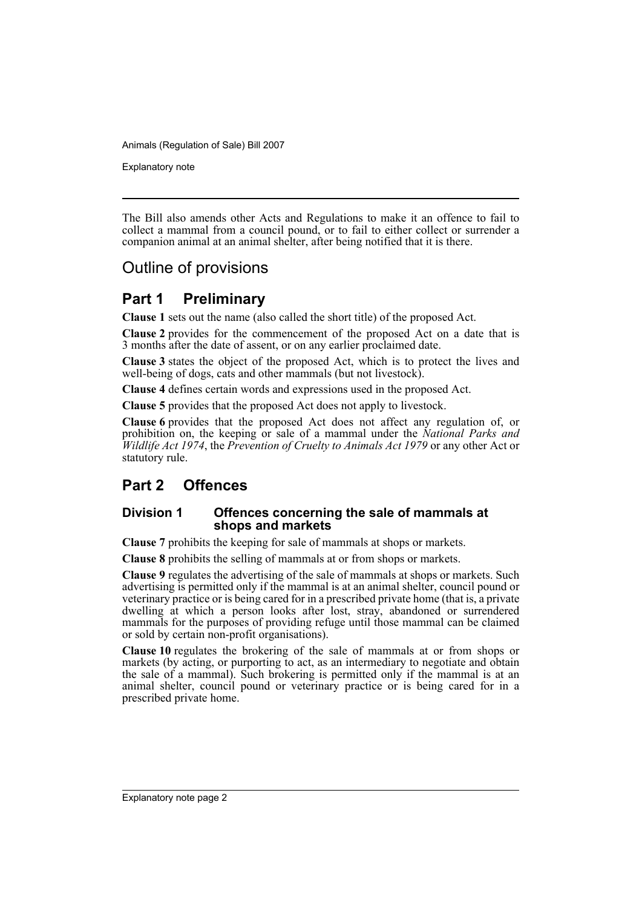The Bill also amends other Acts and Regulations to make it an offence to fail to collect a mammal from a council pound, or to fail to either collect or surrender a companion animal at an animal shelter, after being notified that it is there.

## Outline of provisions

## Part 1 Preliminary

**Clause 1** sets out the name (also called the short title) of the proposed Act.

**Clause 2** provides for the commencement of the proposed Act on a date that is 3 months after the date of assent, or on any earlier proclaimed date.

**Clause 3** states the object of the proposed Act, which is to protect the lives and well-being of dogs, cats and other mammals (but not livestock).

**Clause 4** defines certain words and expressions used in the proposed Act.

**Clause 5** provides that the proposed Act does not apply to livestock.

**Clause 6** provides that the proposed Act does not affect any regulation of, or prohibition on, the keeping or sale of a mammal under the *National Parks and Wildlife Act 1974*, the *Prevention of Cruelty to Animals Act 1979* or any other Act or statutory rule.

## Part 2 Offences

### Division 1 Offences concerning the sale of mammals at shops and markets

**Clause 7** prohibits the keeping for sale of mammals at shops or markets.

**Clause 8** prohibits the selling of mammals at or from shops or markets.

**Clause 9** regulates the advertising of the sale of mammals at shops or markets. Such advertising is permitted only if the mammal is at an animal shelter, council pound or veterinary practice or is being cared for in a prescribed private home (that is, a private dwelling at which a person looks after lost, stray, abandoned or surrendered mammals for the purposes of providing refuge until those mammal can be claimed or sold by certain non-profit organisations).

**Clause 10** regulates the brokering of the sale of mammals at or from shops or markets (by acting, or purporting to act, as an intermediary to negotiate and obtain the sale of a mammal). Such brokering is permitted only if the mammal is at an animal shelter, council pound or veterinary practice or is being cared for in a prescribed private home.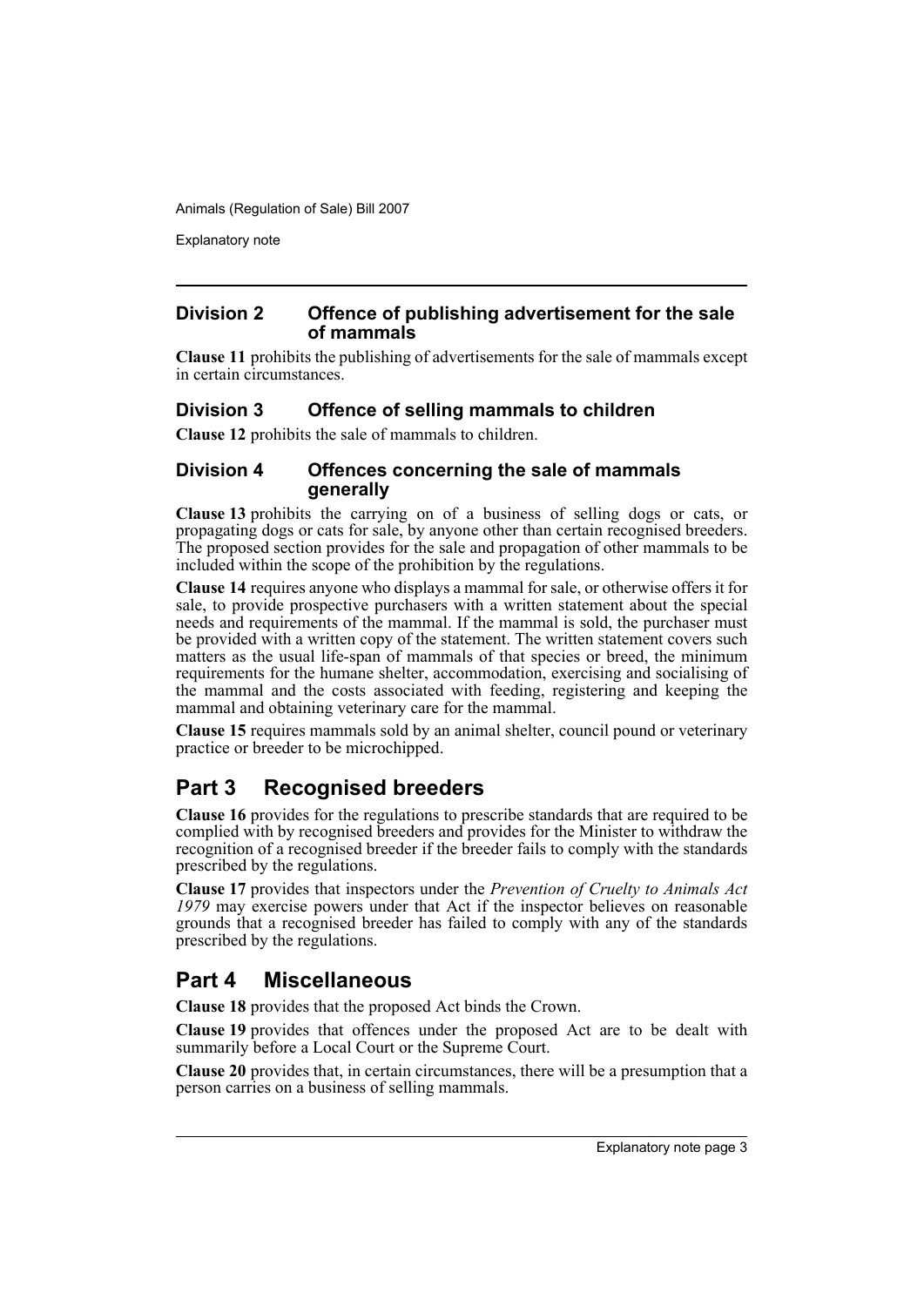### Division 2 Offence of publishing advertisement for the sale of mammals

**Clause 11** prohibits the publishing of advertisements for the sale of mammals except in certain circumstances.

### Division 3 Offence of selling mammals to children

**Clause 12** prohibits the sale of mammals to children.

### Division 4 Offences concerning the sale of mammals generally

**Clause 13** prohibits the carrying on of a business of selling dogs or cats, or propagating dogs or cats for sale, by anyone other than certain recognised breeders. The proposed section provides for the sale and propagation of other mammals to be included within the scope of the prohibition by the regulations.

**Clause 14** requires anyone who displays a mammal for sale, or otherwise offers it for sale, to provide prospective purchasers with a written statement about the special needs and requirements of the mammal. If the mammal is sold, the purchaser must be provided with a written copy of the statement. The written statement covers such matters as the usual life-span of mammals of that species or breed, the minimum requirements for the humane shelter, accommodation, exercising and socialising of the mammal and the costs associated with feeding, registering and keeping the mammal and obtaining veterinary care for the mammal.

**Clause 15** requires mammals sold by an animal shelter, council pound or veterinary practice or breeder to be microchipped.

## Part 3 Recognised breeders

**Clause 16** provides for the regulations to prescribe standards that are required to be complied with by recognised breeders and provides for the Minister to withdraw the recognition of a recognised breeder if the breeder fails to comply with the standards prescribed by the regulations.

**Clause 17** provides that inspectors under the *Prevention of Cruelty to Animals Act 1979* may exercise powers under that Act if the inspector believes on reasonable grounds that a recognised breeder has failed to comply with any of the standards prescribed by the regulations.

## Part 4 Miscellaneous

**Clause 18** provides that the proposed Act binds the Crown.

**Clause 19** provides that offences under the proposed Act are to be dealt with summarily before a Local Court or the Supreme Court.

**Clause 20** provides that, in certain circumstances, there will be a presumption that a person carries on a business of selling mammals.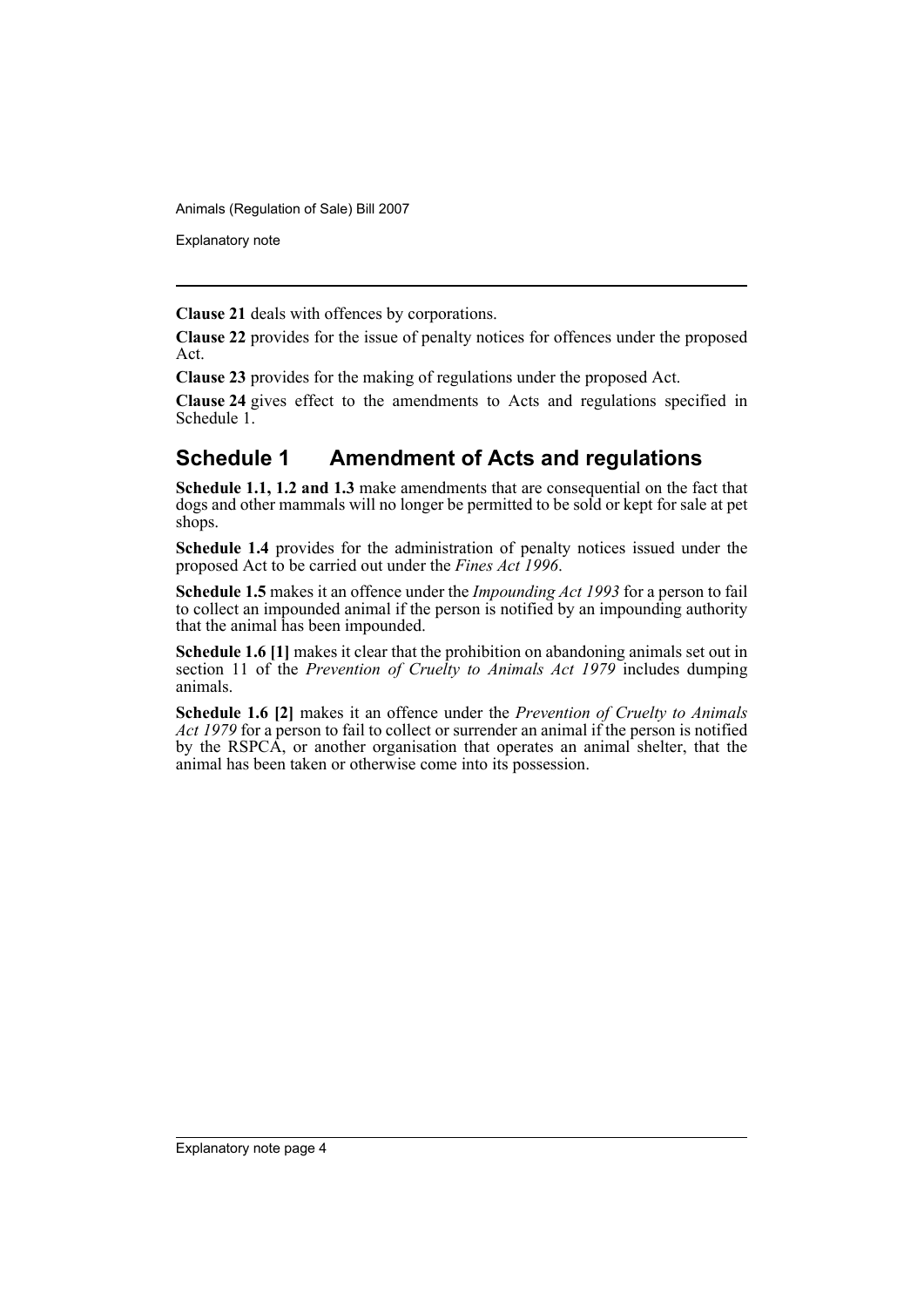**Clause 21** deals with offences by corporations.

**Clause 22** provides for the issue of penalty notices for offences under the proposed Act.

**Clause 23** provides for the making of regulations under the proposed Act.

**Clause 24** gives effect to the amendments to Acts and regulations specified in Schedule 1.

## Schedule 1 Amendment of Acts and regulations

**Schedule 1.1, 1.2 and 1.3** make amendments that are consequential on the fact that dogs and other mammals will no longer be permitted to be sold or kept for sale at pet shops.

**Schedule 1.4** provides for the administration of penalty notices issued under the proposed Act to be carried out under the *Fines Act 1996*.

**Schedule 1.5** makes it an offence under the *Impounding Act 1993* for a person to fail to collect an impounded animal if the person is notified by an impounding authority that the animal has been impounded.

**Schedule 1.6 [1]** makes it clear that the prohibition on abandoning animals set out in section 11 of the *Prevention of Cruelty to Animals Act 1979* includes dumping animals.

**Schedule 1.6 [2]** makes it an offence under the *Prevention of Cruelty to Animals Act 1979* for a person to fail to collect or surrender an animal if the person is notified by the RSPCA, or another organisation that operates an animal shelter, that the animal has been taken or otherwise come into its possession.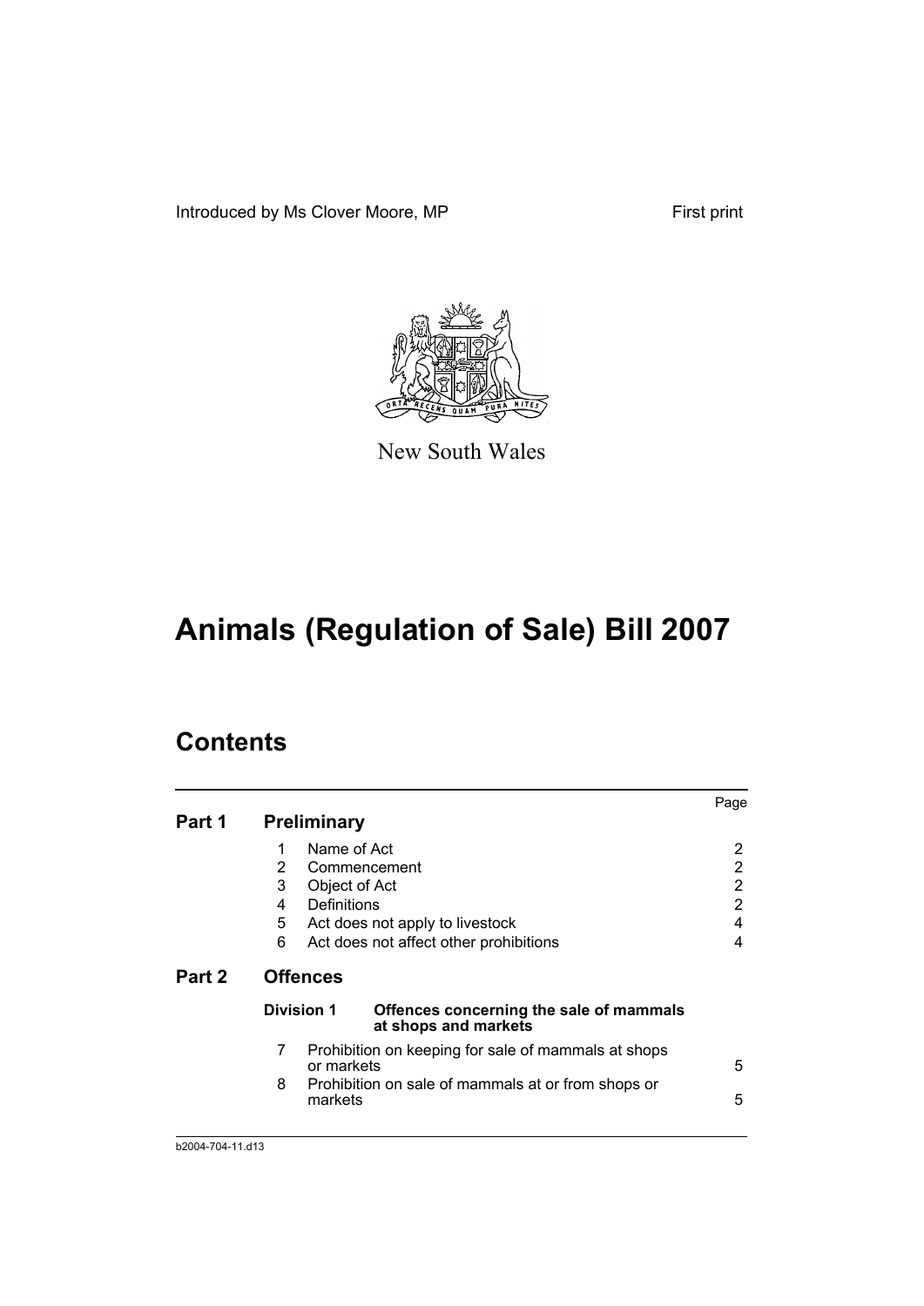Introduced by Ms Clover Moore, MP

First print

New South Wales

# Animals (Regulation of Sale) Bill 2007

## Contents

| | | | Page |
|---|---|---|---|
| **Part 1** | **Preliminary** | | |
| | 1 | Name of Act | 2 |
| | 2 | Commencement | 2 |
| | 3 | Object of Act | 2 |
| | 4 | Definitions | 2 |
| | 5 | Act does not apply to livestock | 4 |
| | 6 | Act does not affect other prohibitions | 4 |
| **Part 2** | **Offences** | | |
| | **Division 1** | **Offences concerning the sale of mammals at shops and markets** | |
| | 7 | Prohibition on keeping for sale of mammals at shops or markets | 5 |
| | 8 | Prohibition on sale of mammals at or from shops or markets | 5 |

b2004-704-11.d13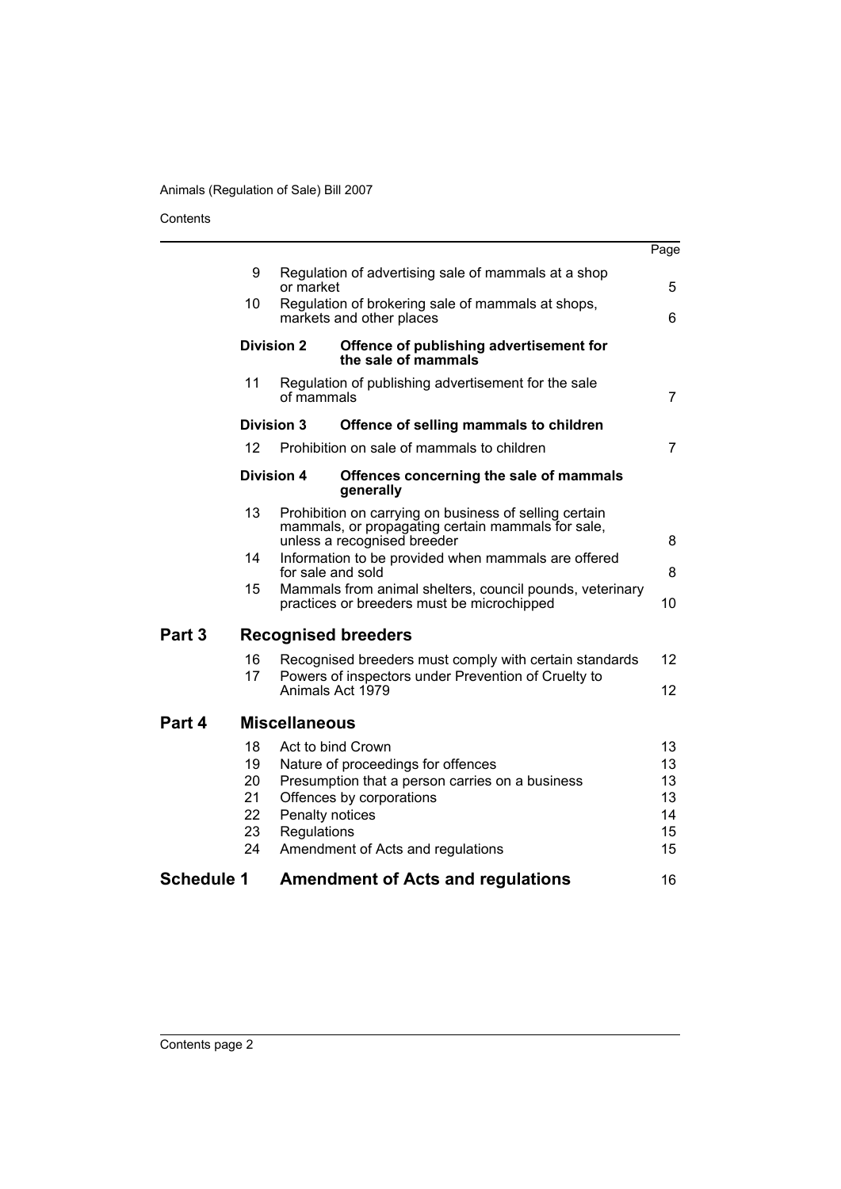|  |  |  | Page |
| --- | --- | --- | --- |
|  | 9 | Regulation of advertising sale of mammals at a shop or market | 5 |
|  | 10 | Regulation of brokering sale of mammals at shops, markets and other places | 6 |
|  | **Division 2** | **Offence of publishing advertisement for the sale of mammals** |  |
|  | 11 | Regulation of publishing advertisement for the sale of mammals | 7 |
|  | **Division 3** | **Offence of selling mammals to children** |  |
|  | 12 | Prohibition on sale of mammals to children | 7 |
|  | **Division 4** | **Offences concerning the sale of mammals generally** |  |
|  | 13 | Prohibition on carrying on business of selling certain mammals, or propagating certain mammals for sale, unless a recognised breeder | 8 |
|  | 14 | Information to be provided when mammals are offered for sale and sold | 8 |
|  | 15 | Mammals from animal shelters, council pounds, veterinary practices or breeders must be microchipped | 10 |
| **Part 3** | **Recognised breeders** |  |  |
|  | 16 | Recognised breeders must comply with certain standards | 12 |
|  | 17 | Powers of inspectors under Prevention of Cruelty to Animals Act 1979 | 12 |
| **Part 4** | **Miscellaneous** |  |  |
|  | 18 | Act to bind Crown | 13 |
|  | 19 | Nature of proceedings for offences | 13 |
|  | 20 | Presumption that a person carries on a business | 13 |
|  | 21 | Offences by corporations | 13 |
|  | 22 | Penalty notices | 14 |
|  | 23 | Regulations | 15 |
|  | 24 | Amendment of Acts and regulations | 15 |
| **Schedule 1** | **Amendment of Acts and regulations** |  | 16 |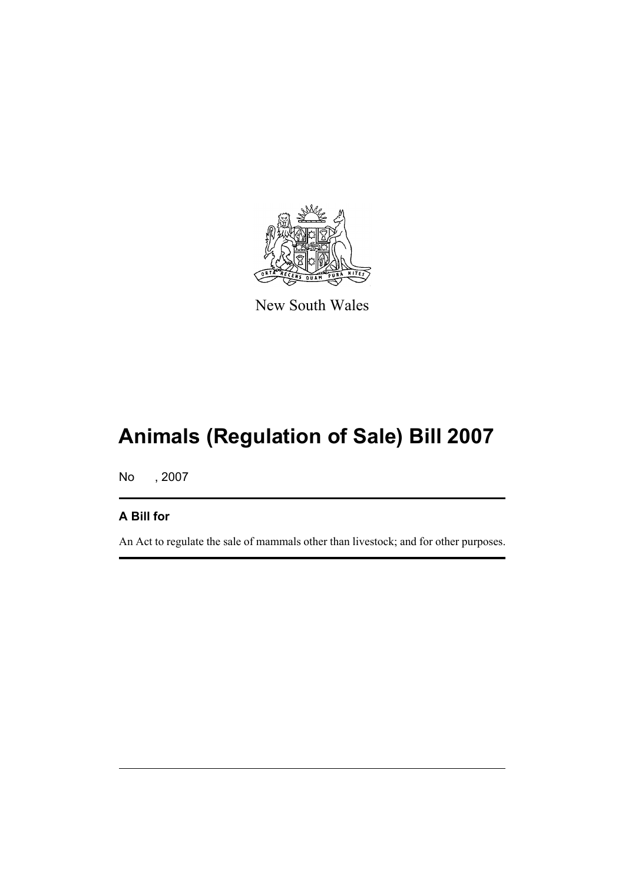New South Wales

# Animals (Regulation of Sale) Bill 2007

No , 2007

## A Bill for

An Act to regulate the sale of mammals other than livestock; and for other purposes.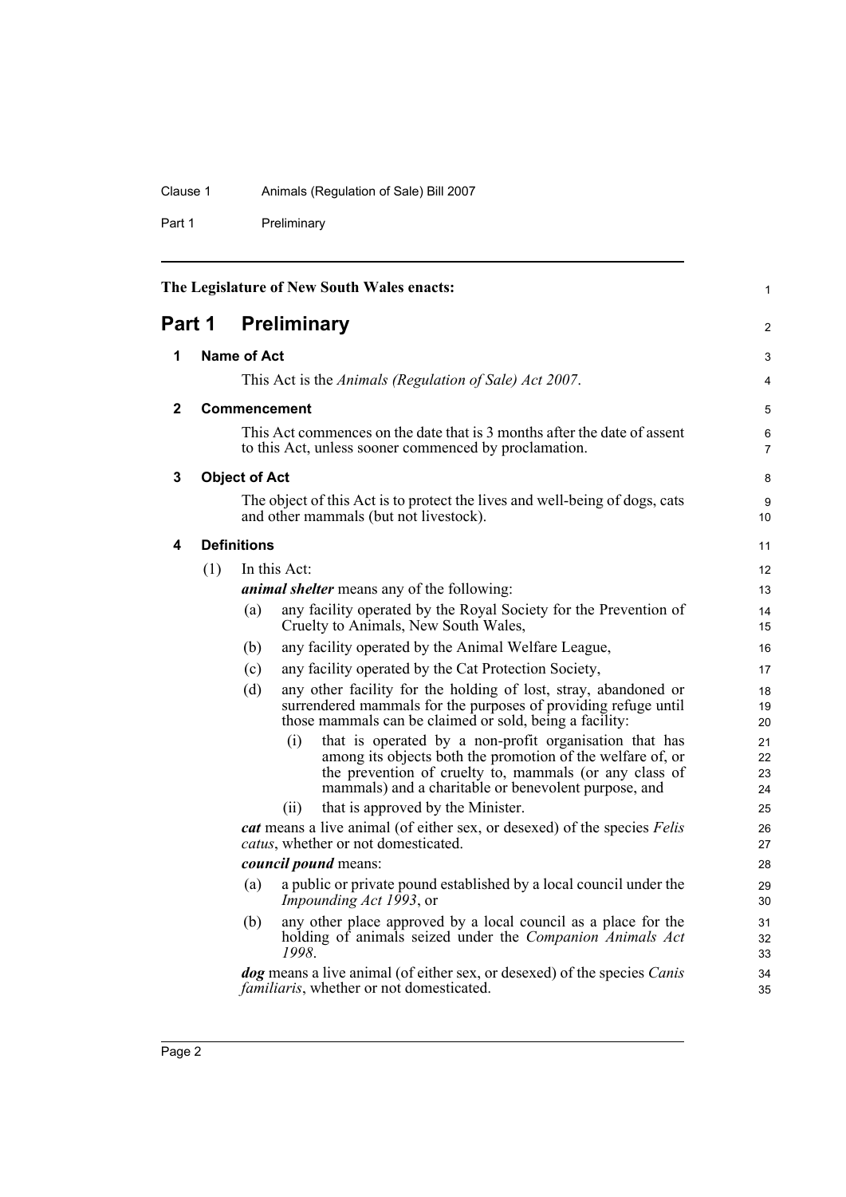The Legislature of New South Wales enacts:

# Part 1 Preliminary

## 1 Name of Act

This Act is the *Animals (Regulation of Sale) Act 2007*.

## 2 Commencement

This Act commences on the date that is 3 months after the date of assent to this Act, unless sooner commenced by proclamation.

## 3 Object of Act

The object of this Act is to protect the lives and well-being of dogs, cats and other mammals (but not livestock).

## 4 Definitions

(1) In this Act:

***animal shelter*** means any of the following:

- (a) any facility operated by the Royal Society for the Prevention of Cruelty to Animals, New South Wales,
- (b) any facility operated by the Animal Welfare League,
- (c) any facility operated by the Cat Protection Society,
- (d) any other facility for the holding of lost, stray, abandoned or surrendered mammals for the purposes of providing refuge until those mammals can be claimed or sold, being a facility:
  - (i) that is operated by a non-profit organisation that has among its objects both the promotion of the welfare of, or the prevention of cruelty to, mammals (or any class of mammals) and a charitable or benevolent purpose, and
  - (ii) that is approved by the Minister.

***cat*** means a live animal (of either sex, or desexed) of the species *Felis catus*, whether or not domesticated.

***council pound*** means:

- (a) a public or private pound established by a local council under the *Impounding Act 1993*, or
- (b) any other place approved by a local council as a place for the holding of animals seized under the *Companion Animals Act 1998*.

***dog*** means a live animal (of either sex, or desexed) of the species *Canis familiaris*, whether or not domesticated.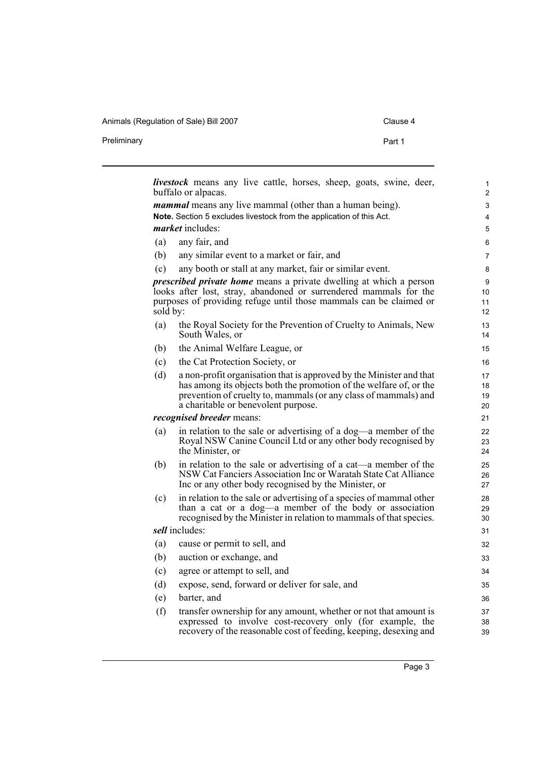***livestock*** means any live cattle, horses, sheep, goats, swine, deer, buffalo or alpacas.

***mammal*** means any live mammal (other than a human being).

**Note.** Section 5 excludes livestock from the application of this Act.

***market*** includes:

(a) any fair, and

(b) any similar event to a market or fair, and

(c) any booth or stall at any market, fair or similar event.

***prescribed private home*** means a private dwelling at which a person looks after lost, stray, abandoned or surrendered mammals for the purposes of providing refuge until those mammals can be claimed or sold by:

(a) the Royal Society for the Prevention of Cruelty to Animals, New South Wales, or

(b) the Animal Welfare League, or

(c) the Cat Protection Society, or

(d) a non-profit organisation that is approved by the Minister and that has among its objects both the promotion of the welfare of, or the prevention of cruelty to, mammals (or any class of mammals) and a charitable or benevolent purpose.

***recognised breeder*** means:

(a) in relation to the sale or advertising of a dog—a member of the Royal NSW Canine Council Ltd or any other body recognised by the Minister, or

(b) in relation to the sale or advertising of a cat—a member of the NSW Cat Fanciers Association Inc or Waratah State Cat Alliance Inc or any other body recognised by the Minister, or

(c) in relation to the sale or advertising of a species of mammal other than a cat or a dog—a member of the body or association recognised by the Minister in relation to mammals of that species.

***sell*** includes:

(a) cause or permit to sell, and

(b) auction or exchange, and

(c) agree or attempt to sell, and

(d) expose, send, forward or deliver for sale, and

(e) barter, and

(f) transfer ownership for any amount, whether or not that amount is expressed to involve cost-recovery only (for example, the recovery of the reasonable cost of feeding, keeping, desexing and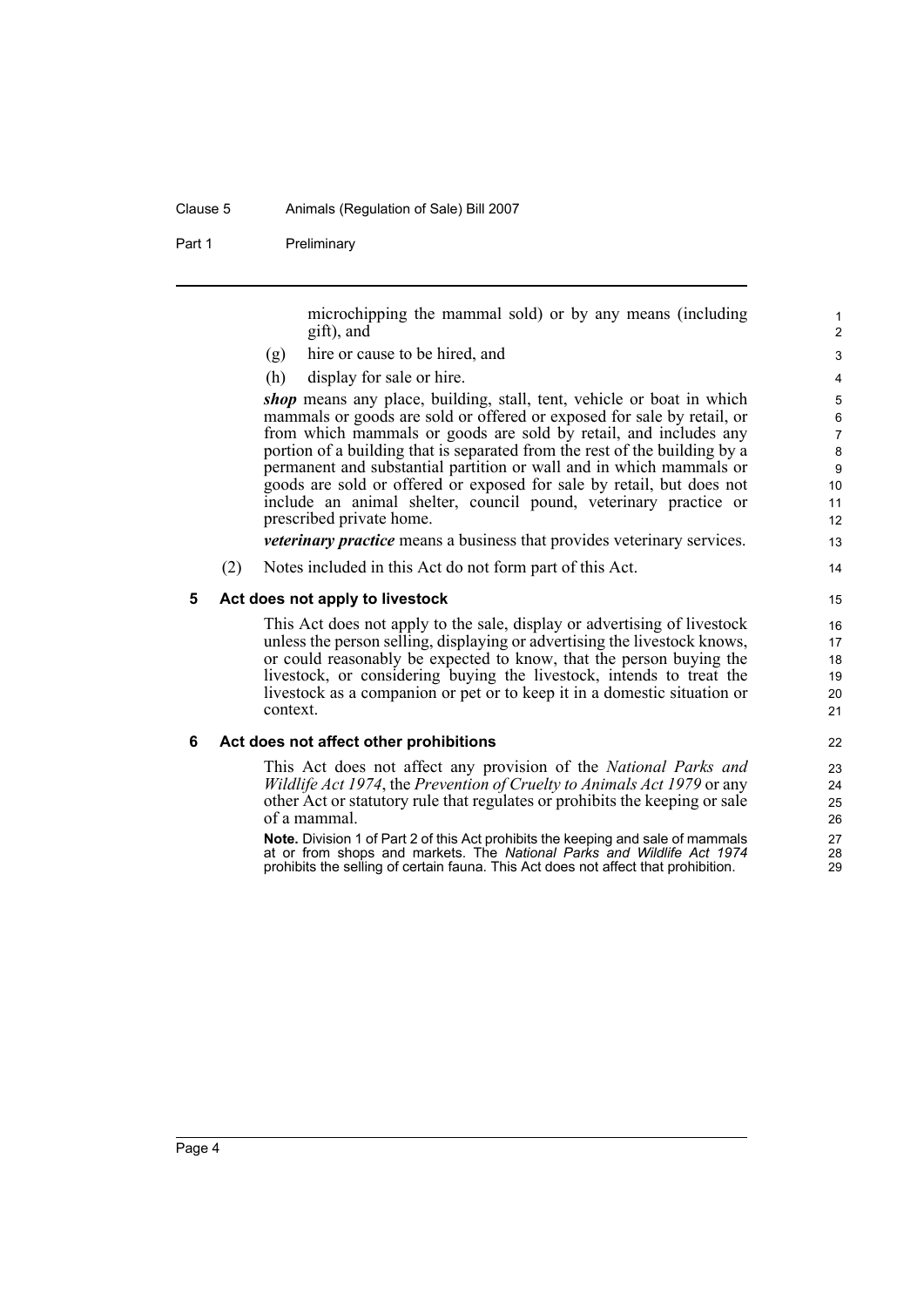microchipping the mammal sold) or by any means (including gift), and

(g) hire or cause to be hired, and

(h) display for sale or hire.

***shop*** means any place, building, stall, tent, vehicle or boat in which mammals or goods are sold or offered or exposed for sale by retail, or from which mammals or goods are sold by retail, and includes any portion of a building that is separated from the rest of the building by a permanent and substantial partition or wall and in which mammals or goods are sold or offered or exposed for sale by retail, but does not include an animal shelter, council pound, veterinary practice or prescribed private home.

***veterinary practice*** means a business that provides veterinary services.

(2) Notes included in this Act do not form part of this Act.

### 5 Act does not apply to livestock

This Act does not apply to the sale, display or advertising of livestock unless the person selling, displaying or advertising the livestock knows, or could reasonably be expected to know, that the person buying the livestock, or considering buying the livestock, intends to treat the livestock as a companion or pet or to keep it in a domestic situation or context.

### 6 Act does not affect other prohibitions

This Act does not affect any provision of the *National Parks and Wildlife Act 1974*, the *Prevention of Cruelty to Animals Act 1979* or any other Act or statutory rule that regulates or prohibits the keeping or sale of a mammal.

**Note.** Division 1 of Part 2 of this Act prohibits the keeping and sale of mammals at or from shops and markets. The *National Parks and Wildlife Act 1974* prohibits the selling of certain fauna. This Act does not affect that prohibition.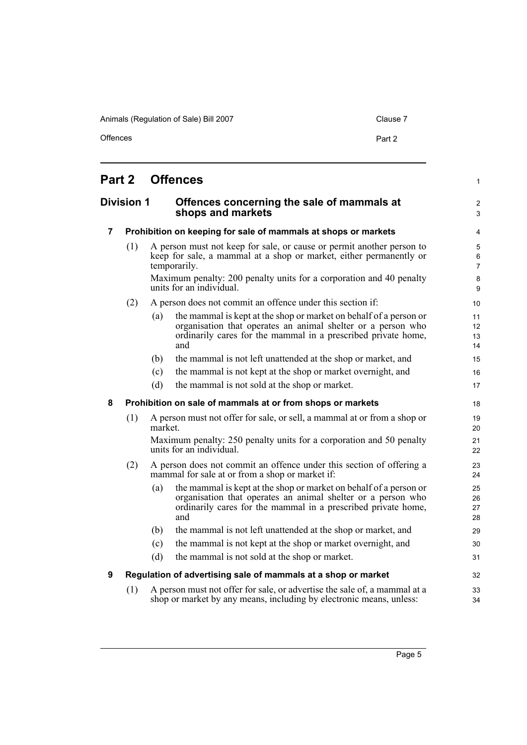# Part 2 Offences

## Division 1 Offences concerning the sale of mammals at shops and markets

### 7 Prohibition on keeping for sale of mammals at shops or markets

(1) A person must not keep for sale, or cause or permit another person to keep for sale, a mammal at a shop or market, either permanently or temporarily.

Maximum penalty: 200 penalty units for a corporation and 40 penalty units for an individual.

(2) A person does not commit an offence under this section if:

- (a) the mammal is kept at the shop or market on behalf of a person or organisation that operates an animal shelter or a person who ordinarily cares for the mammal in a prescribed private home, and
- (b) the mammal is not left unattended at the shop or market, and
- (c) the mammal is not kept at the shop or market overnight, and
- (d) the mammal is not sold at the shop or market.

### 8 Prohibition on sale of mammals at or from shops or markets

(1) A person must not offer for sale, or sell, a mammal at or from a shop or market.

Maximum penalty: 250 penalty units for a corporation and 50 penalty units for an individual.

(2) A person does not commit an offence under this section of offering a mammal for sale at or from a shop or market if:

- (a) the mammal is kept at the shop or market on behalf of a person or organisation that operates an animal shelter or a person who ordinarily cares for the mammal in a prescribed private home, and
- (b) the mammal is not left unattended at the shop or market, and
- (c) the mammal is not kept at the shop or market overnight, and
- (d) the mammal is not sold at the shop or market.

### 9 Regulation of advertising sale of mammals at a shop or market

(1) A person must not offer for sale, or advertise the sale of, a mammal at a shop or market by any means, including by electronic means, unless: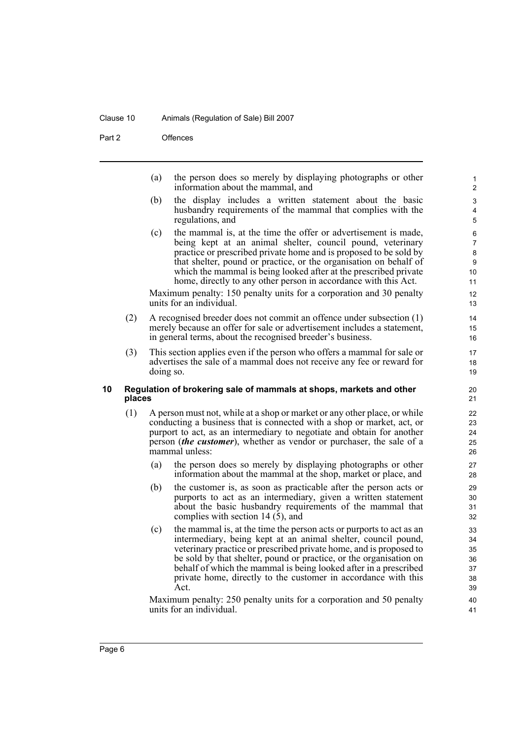(a) the person does so merely by displaying photographs or other information about the mammal, and

(b) the display includes a written statement about the basic husbandry requirements of the mammal that complies with the regulations, and

(c) the mammal is, at the time the offer or advertisement is made, being kept at an animal shelter, council pound, veterinary practice or prescribed private home and is proposed to be sold by that shelter, pound or practice, or the organisation on behalf of which the mammal is being looked after at the prescribed private home, directly to any other person in accordance with this Act.

Maximum penalty: 150 penalty units for a corporation and 30 penalty units for an individual.

(2) A recognised breeder does not commit an offence under subsection (1) merely because an offer for sale or advertisement includes a statement, in general terms, about the recognised breeder's business.

(3) This section applies even if the person who offers a mammal for sale or advertises the sale of a mammal does not receive any fee or reward for doing so.

### 10 Regulation of brokering sale of mammals at shops, markets and other places

(1) A person must not, while at a shop or market or any other place, or while conducting a business that is connected with a shop or market, act, or purport to act, as an intermediary to negotiate and obtain for another person (***the customer***), whether as vendor or purchaser, the sale of a mammal unless:

(a) the person does so merely by displaying photographs or other information about the mammal at the shop, market or place, and

(b) the customer is, as soon as practicable after the person acts or purports to act as an intermediary, given a written statement about the basic husbandry requirements of the mammal that complies with section 14 (5), and

(c) the mammal is, at the time the person acts or purports to act as an intermediary, being kept at an animal shelter, council pound, veterinary practice or prescribed private home, and is proposed to be sold by that shelter, pound or practice, or the organisation on behalf of which the mammal is being looked after in a prescribed private home, directly to the customer in accordance with this Act.

Maximum penalty: 250 penalty units for a corporation and 50 penalty units for an individual.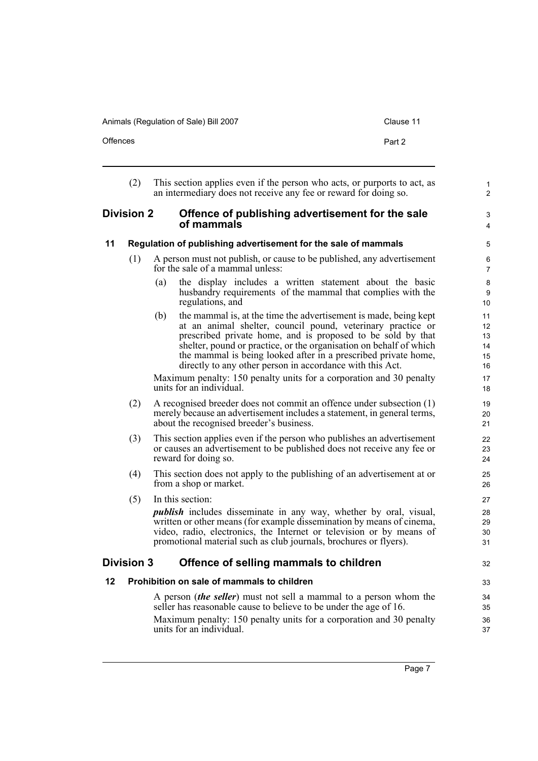(2) This section applies even if the person who acts, or purports to act, as an intermediary does not receive any fee or reward for doing so.

## Division 2 Offence of publishing advertisement for the sale of mammals

### 11 Regulation of publishing advertisement for the sale of mammals

(1) A person must not publish, or cause to be published, any advertisement for the sale of a mammal unless:

(a) the display includes a written statement about the basic husbandry requirements of the mammal that complies with the regulations, and

(b) the mammal is, at the time the advertisement is made, being kept at an animal shelter, council pound, veterinary practice or prescribed private home, and is proposed to be sold by that shelter, pound or practice, or the organisation on behalf of which the mammal is being looked after in a prescribed private home, directly to any other person in accordance with this Act.

Maximum penalty: 150 penalty units for a corporation and 30 penalty units for an individual.

(2) A recognised breeder does not commit an offence under subsection (1) merely because an advertisement includes a statement, in general terms, about the recognised breeder's business.

(3) This section applies even if the person who publishes an advertisement or causes an advertisement to be published does not receive any fee or reward for doing so.

(4) This section does not apply to the publishing of an advertisement at or from a shop or market.

(5) In this section:

***publish*** includes disseminate in any way, whether by oral, visual, written or other means (for example dissemination by means of cinema, video, radio, electronics, the Internet or television or by means of promotional material such as club journals, brochures or flyers).

## Division 3 Offence of selling mammals to children

### 12 Prohibition on sale of mammals to children

A person (***the seller***) must not sell a mammal to a person whom the seller has reasonable cause to believe to be under the age of 16.

Maximum penalty: 150 penalty units for a corporation and 30 penalty units for an individual.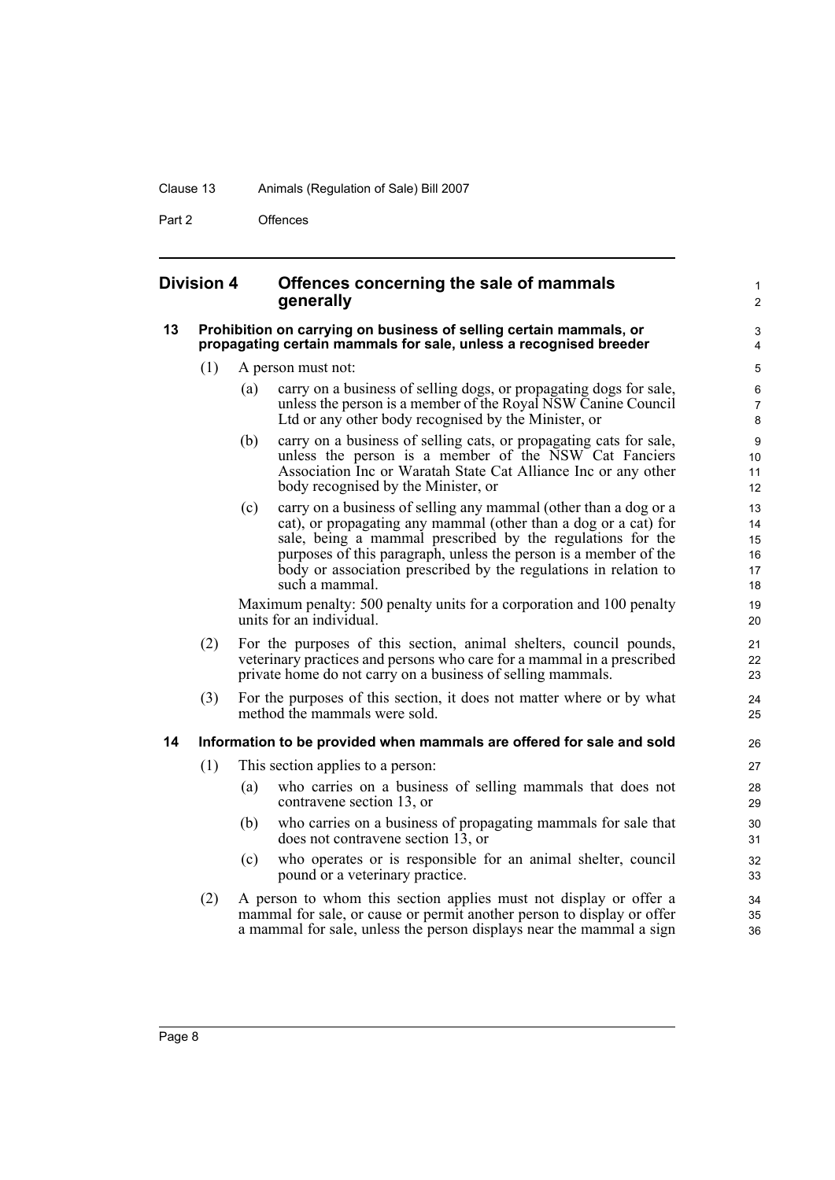## Division 4 Offences concerning the sale of mammals generally

### 13 Prohibition on carrying on business of selling certain mammals, or propagating certain mammals for sale, unless a recognised breeder

(1) A person must not:

(a) carry on a business of selling dogs, or propagating dogs for sale, unless the person is a member of the Royal NSW Canine Council Ltd or any other body recognised by the Minister, or

(b) carry on a business of selling cats, or propagating cats for sale, unless the person is a member of the NSW Cat Fanciers Association Inc or Waratah State Cat Alliance Inc or any other body recognised by the Minister, or

(c) carry on a business of selling any mammal (other than a dog or a cat), or propagating any mammal (other than a dog or a cat) for sale, being a mammal prescribed by the regulations for the purposes of this paragraph, unless the person is a member of the body or association prescribed by the regulations in relation to such a mammal.

Maximum penalty: 500 penalty units for a corporation and 100 penalty units for an individual.

(2) For the purposes of this section, animal shelters, council pounds, veterinary practices and persons who care for a mammal in a prescribed private home do not carry on a business of selling mammals.

(3) For the purposes of this section, it does not matter where or by what method the mammals were sold.

### 14 Information to be provided when mammals are offered for sale and sold

(1) This section applies to a person:

(a) who carries on a business of selling mammals that does not contravene section 13, or

(b) who carries on a business of propagating mammals for sale that does not contravene section 13, or

(c) who operates or is responsible for an animal shelter, council pound or a veterinary practice.

(2) A person to whom this section applies must not display or offer a mammal for sale, or cause or permit another person to display or offer a mammal for sale, unless the person displays near the mammal a sign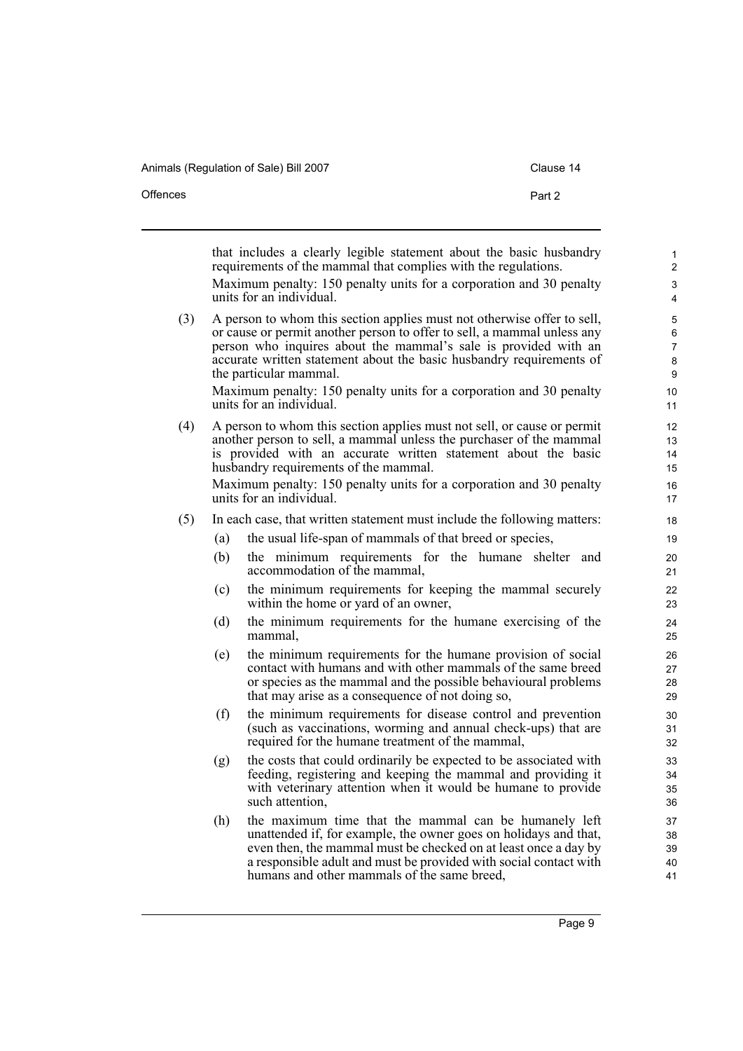that includes a clearly legible statement about the basic husbandry requirements of the mammal that complies with the regulations.

Maximum penalty: 150 penalty units for a corporation and 30 penalty units for an individual.

(3) A person to whom this section applies must not otherwise offer to sell, or cause or permit another person to offer to sell, a mammal unless any person who inquires about the mammal's sale is provided with an accurate written statement about the basic husbandry requirements of the particular mammal.

Maximum penalty: 150 penalty units for a corporation and 30 penalty units for an individual.

(4) A person to whom this section applies must not sell, or cause or permit another person to sell, a mammal unless the purchaser of the mammal is provided with an accurate written statement about the basic husbandry requirements of the mammal.

Maximum penalty: 150 penalty units for a corporation and 30 penalty units for an individual.

(5) In each case, that written statement must include the following matters:

(a) the usual life-span of mammals of that breed or species,

(b) the minimum requirements for the humane shelter and accommodation of the mammal,

(c) the minimum requirements for keeping the mammal securely within the home or yard of an owner,

(d) the minimum requirements for the humane exercising of the mammal,

(e) the minimum requirements for the humane provision of social contact with humans and with other mammals of the same breed or species as the mammal and the possible behavioural problems that may arise as a consequence of not doing so,

(f) the minimum requirements for disease control and prevention (such as vaccinations, worming and annual check-ups) that are required for the humane treatment of the mammal,

(g) the costs that could ordinarily be expected to be associated with feeding, registering and keeping the mammal and providing it with veterinary attention when it would be humane to provide such attention,

(h) the maximum time that the mammal can be humanely left unattended if, for example, the owner goes on holidays and that, even then, the mammal must be checked on at least once a day by a responsible adult and must be provided with social contact with humans and other mammals of the same breed,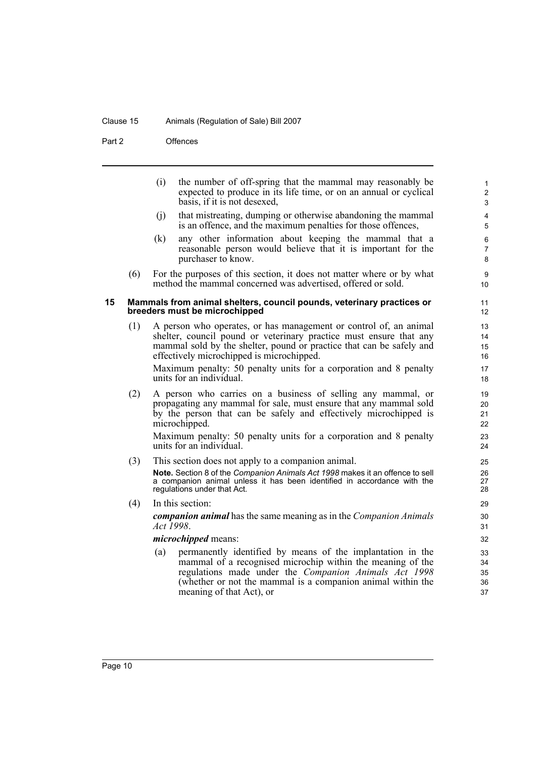(i) the number of off-spring that the mammal may reasonably be expected to produce in its life time, or on an annual or cyclical basis, if it is not desexed,

(j) that mistreating, dumping or otherwise abandoning the mammal is an offence, and the maximum penalties for those offences,

(k) any other information about keeping the mammal that a reasonable person would believe that it is important for the purchaser to know.

(6) For the purposes of this section, it does not matter where or by what method the mammal concerned was advertised, offered or sold.

### 15 Mammals from animal shelters, council pounds, veterinary practices or breeders must be microchipped

(1) A person who operates, or has management or control of, an animal shelter, council pound or veterinary practice must ensure that any mammal sold by the shelter, pound or practice that can be safely and effectively microchipped is microchipped.

Maximum penalty: 50 penalty units for a corporation and 8 penalty units for an individual.

(2) A person who carries on a business of selling any mammal, or propagating any mammal for sale, must ensure that any mammal sold by the person that can be safely and effectively microchipped is microchipped.

Maximum penalty: 50 penalty units for a corporation and 8 penalty units for an individual.

(3) This section does not apply to a companion animal.

**Note.** Section 8 of the *Companion Animals Act 1998* makes it an offence to sell a companion animal unless it has been identified in accordance with the regulations under that Act.

(4) In this section:

***companion animal*** has the same meaning as in the *Companion Animals Act 1998*.

***microchipped*** means:

(a) permanently identified by means of the implantation in the mammal of a recognised microchip within the meaning of the regulations made under the *Companion Animals Act 1998* (whether or not the mammal is a companion animal within the meaning of that Act), or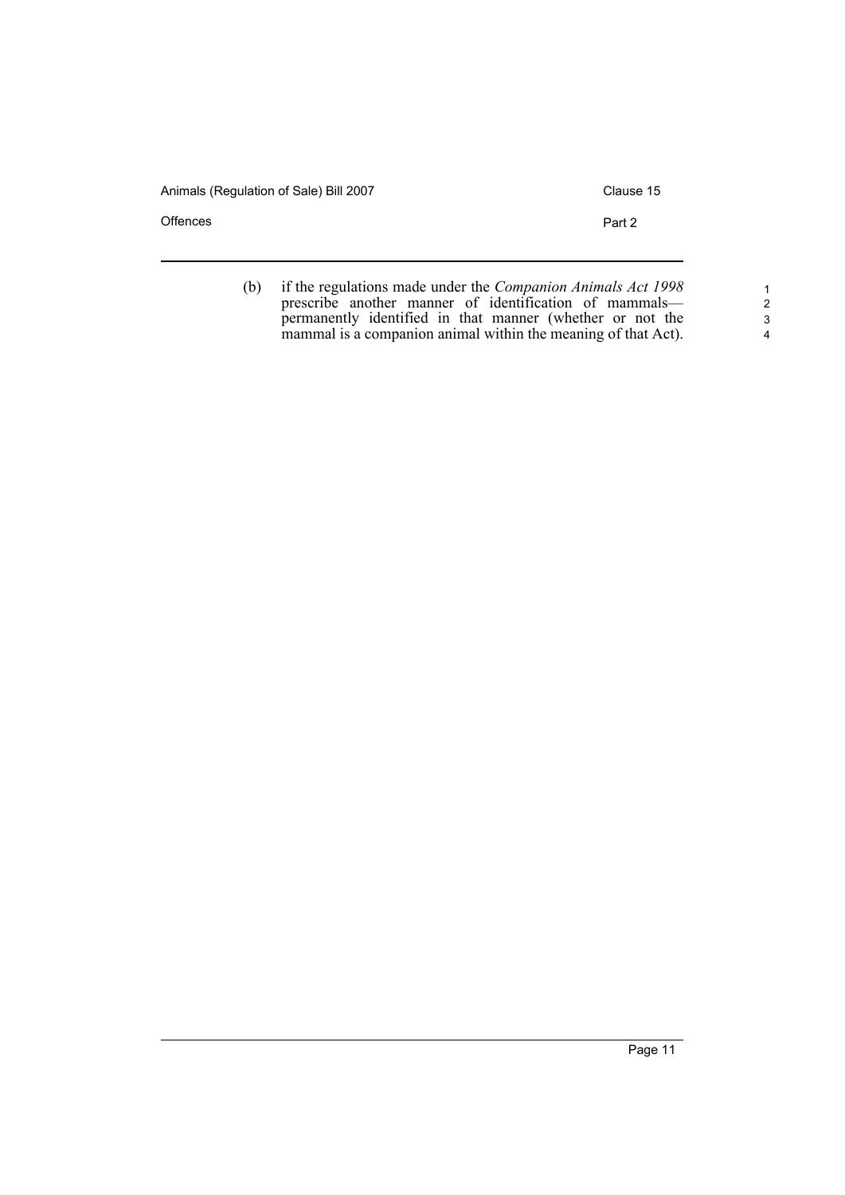(b) if the regulations made under the *Companion Animals Act 1998* prescribe another manner of identification of mammals—permanently identified in that manner (whether or not the mammal is a companion animal within the meaning of that Act).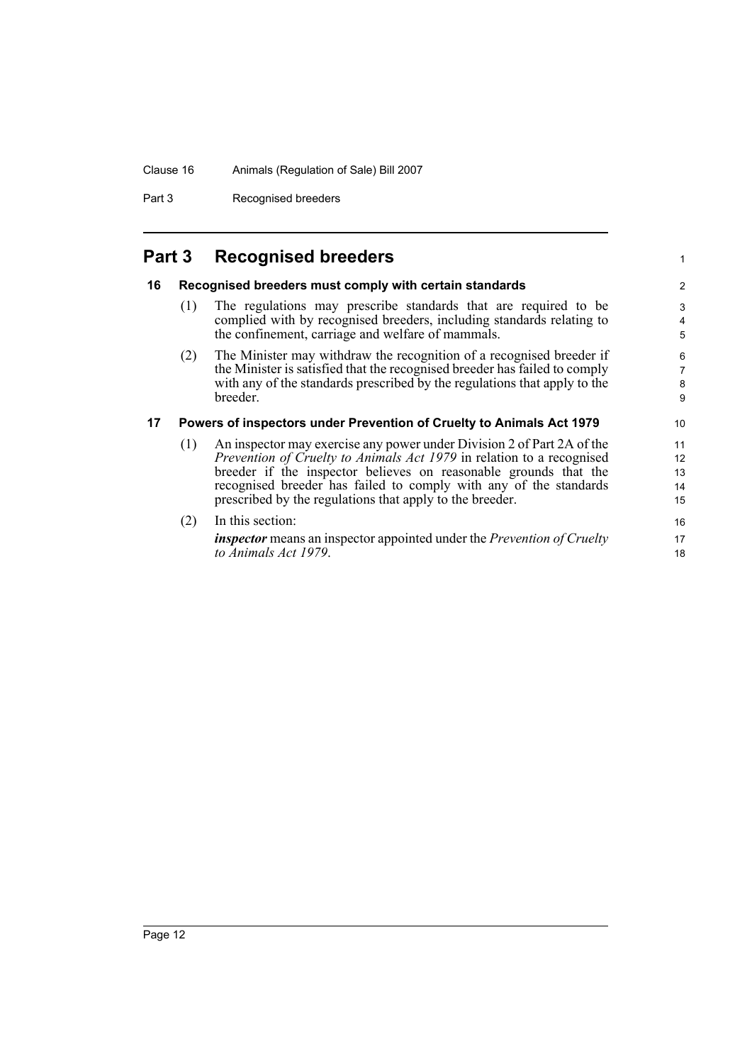# Part 3 Recognised breeders

## 16 Recognised breeders must comply with certain standards

(1) The regulations may prescribe standards that are required to be complied with by recognised breeders, including standards relating to the confinement, carriage and welfare of mammals.

(2) The Minister may withdraw the recognition of a recognised breeder if the Minister is satisfied that the recognised breeder has failed to comply with any of the standards prescribed by the regulations that apply to the breeder.

## 17 Powers of inspectors under Prevention of Cruelty to Animals Act 1979

(1) An inspector may exercise any power under Division 2 of Part 2A of the *Prevention of Cruelty to Animals Act 1979* in relation to a recognised breeder if the inspector believes on reasonable grounds that the recognised breeder has failed to comply with any of the standards prescribed by the regulations that apply to the breeder.

(2) In this section:

***inspector*** means an inspector appointed under the *Prevention of Cruelty to Animals Act 1979*.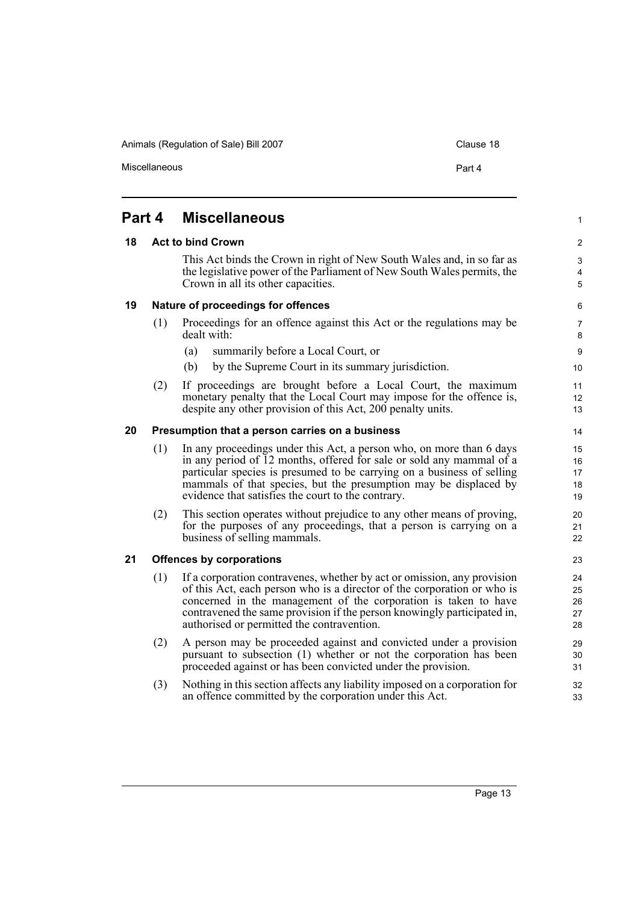## Part 4 Miscellaneous

### 18 Act to bind Crown

This Act binds the Crown in right of New South Wales and, in so far as the legislative power of the Parliament of New South Wales permits, the Crown in all its other capacities.

### 19 Nature of proceedings for offences

(1) Proceedings for an offence against this Act or the regulations may be dealt with:

- (a) summarily before a Local Court, or
- (b) by the Supreme Court in its summary jurisdiction.

(2) If proceedings are brought before a Local Court, the maximum monetary penalty that the Local Court may impose for the offence is, despite any other provision of this Act, 200 penalty units.

### 20 Presumption that a person carries on a business

(1) In any proceedings under this Act, a person who, on more than 6 days in any period of 12 months, offered for sale or sold any mammal of a particular species is presumed to be carrying on a business of selling mammals of that species, but the presumption may be displaced by evidence that satisfies the court to the contrary.

(2) This section operates without prejudice to any other means of proving, for the purposes of any proceedings, that a person is carrying on a business of selling mammals.

### 21 Offences by corporations

(1) If a corporation contravenes, whether by act or omission, any provision of this Act, each person who is a director of the corporation or who is concerned in the management of the corporation is taken to have contravened the same provision if the person knowingly participated in, authorised or permitted the contravention.

(2) A person may be proceeded against and convicted under a provision pursuant to subsection (1) whether or not the corporation has been proceeded against or has been convicted under the provision.

(3) Nothing in this section affects any liability imposed on a corporation for an offence committed by the corporation under this Act.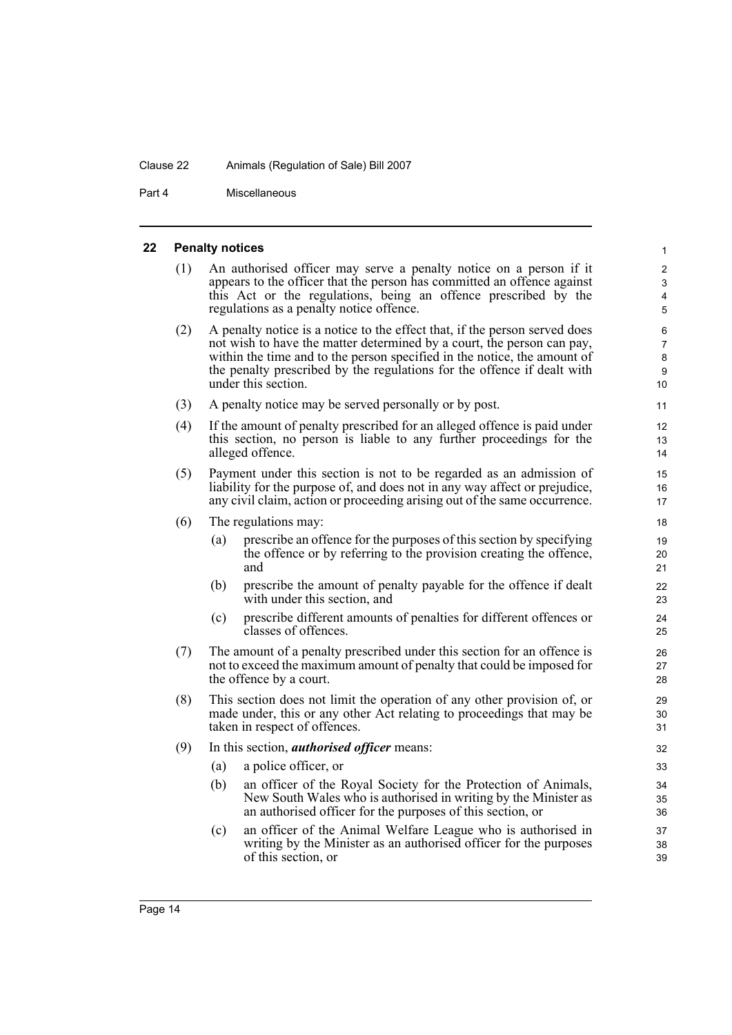### 22 Penalty notices

(1) An authorised officer may serve a penalty notice on a person if it appears to the officer that the person has committed an offence against this Act or the regulations, being an offence prescribed by the regulations as a penalty notice offence.

(2) A penalty notice is a notice to the effect that, if the person served does not wish to have the matter determined by a court, the person can pay, within the time and to the person specified in the notice, the amount of the penalty prescribed by the regulations for the offence if dealt with under this section.

(3) A penalty notice may be served personally or by post.

(4) If the amount of penalty prescribed for an alleged offence is paid under this section, no person is liable to any further proceedings for the alleged offence.

(5) Payment under this section is not to be regarded as an admission of liability for the purpose of, and does not in any way affect or prejudice, any civil claim, action or proceeding arising out of the same occurrence.

(6) The regulations may:

- (a) prescribe an offence for the purposes of this section by specifying the offence or by referring to the provision creating the offence, and
- (b) prescribe the amount of penalty payable for the offence if dealt with under this section, and
- (c) prescribe different amounts of penalties for different offences or classes of offences.

(7) The amount of a penalty prescribed under this section for an offence is not to exceed the maximum amount of penalty that could be imposed for the offence by a court.

(8) This section does not limit the operation of any other provision of, or made under, this or any other Act relating to proceedings that may be taken in respect of offences.

(9) In this section, ***authorised officer*** means:

- (a) a police officer, or
- (b) an officer of the Royal Society for the Protection of Animals, New South Wales who is authorised in writing by the Minister as an authorised officer for the purposes of this section, or
- (c) an officer of the Animal Welfare League who is authorised in writing by the Minister as an authorised officer for the purposes of this section, or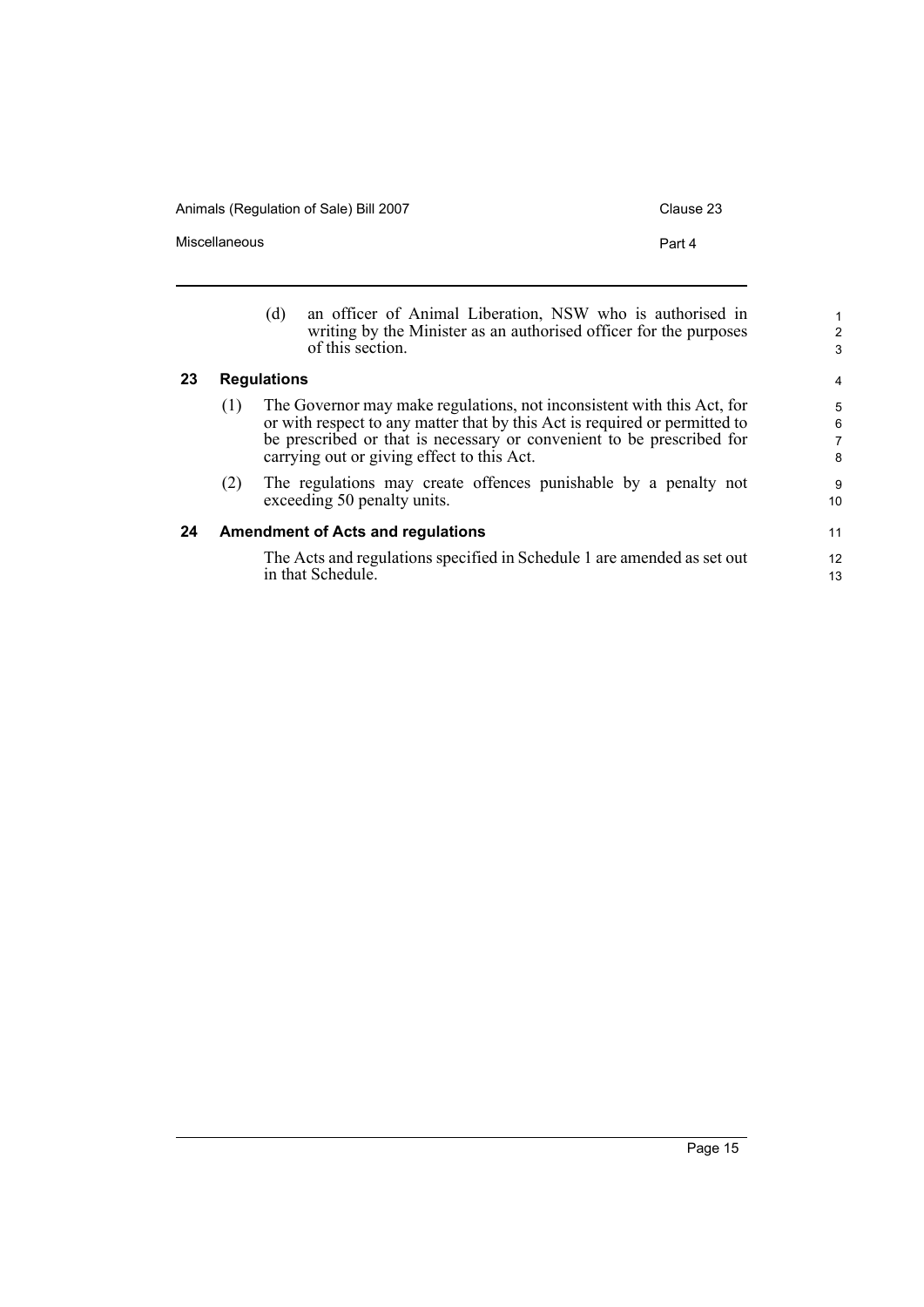(d) an officer of Animal Liberation, NSW who is authorised in writing by the Minister as an authorised officer for the purposes of this section.

## 23 Regulations

(1) The Governor may make regulations, not inconsistent with this Act, for or with respect to any matter that by this Act is required or permitted to be prescribed or that is necessary or convenient to be prescribed for carrying out or giving effect to this Act.

(2) The regulations may create offences punishable by a penalty not exceeding 50 penalty units.

## 24 Amendment of Acts and regulations

The Acts and regulations specified in Schedule 1 are amended as set out in that Schedule.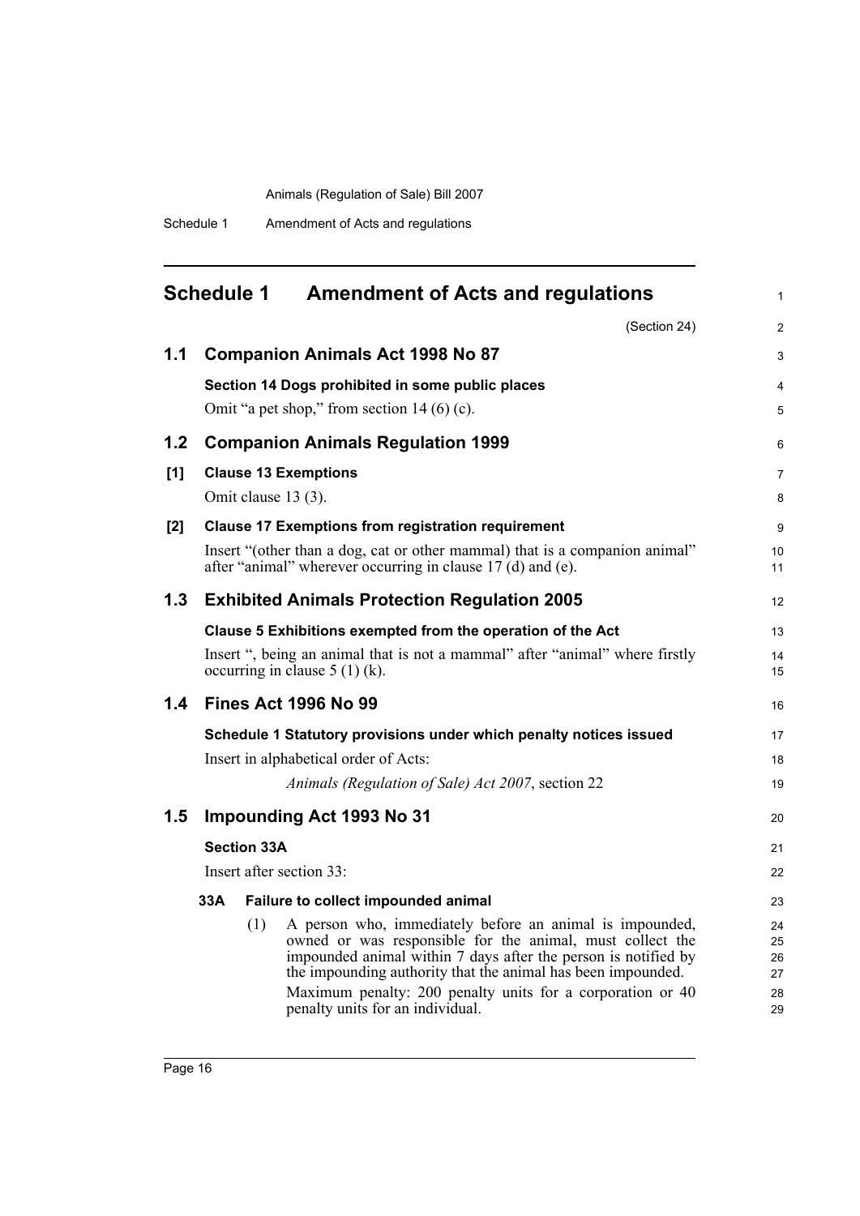# Schedule 1 Amendment of Acts and regulations

(Section 24)

## 1.1 Companion Animals Act 1998 No 87

**Section 14 Dogs prohibited in some public places**

Omit "a pet shop," from section 14 (6) (c).

## 1.2 Companion Animals Regulation 1999

**[1] Clause 13 Exemptions**

Omit clause 13 (3).

**[2] Clause 17 Exemptions from registration requirement**

Insert "(other than a dog, cat or other mammal) that is a companion animal" after "animal" wherever occurring in clause 17 (d) and (e).

## 1.3 Exhibited Animals Protection Regulation 2005

**Clause 5 Exhibitions exempted from the operation of the Act**

Insert ", being an animal that is not a mammal" after "animal" where firstly occurring in clause 5 (1) (k).

## 1.4 Fines Act 1996 No 99

**Schedule 1 Statutory provisions under which penalty notices issued**

Insert in alphabetical order of Acts:

*Animals (Regulation of Sale) Act 2007*, section 22

## 1.5 Impounding Act 1993 No 31

**Section 33A**

Insert after section 33:

**33A Failure to collect impounded animal**

(1) A person who, immediately before an animal is impounded, owned or was responsible for the animal, must collect the impounded animal within 7 days after the person is notified by the impounding authority that the animal has been impounded.

Maximum penalty: 200 penalty units for a corporation or 40 penalty units for an individual.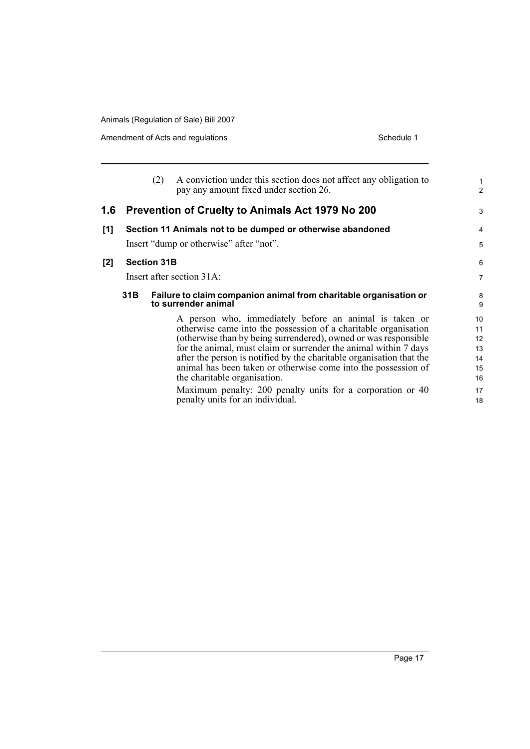(2) A conviction under this section does not affect any obligation to pay any amount fixed under section 26.

## 1.6 Prevention of Cruelty to Animals Act 1979 No 200

### [1] Section 11 Animals not to be dumped or otherwise abandoned

Insert "dump or otherwise" after "not".

### [2] Section 31B

Insert after section 31A:

#### 31B Failure to claim companion animal from charitable organisation or to surrender animal

A person who, immediately before an animal is taken or otherwise came into the possession of a charitable organisation (otherwise than by being surrendered), owned or was responsible for the animal, must claim or surrender the animal within 7 days after the person is notified by the charitable organisation that the animal has been taken or otherwise come into the possession of the charitable organisation.

Maximum penalty: 200 penalty units for a corporation or 40 penalty units for an individual.